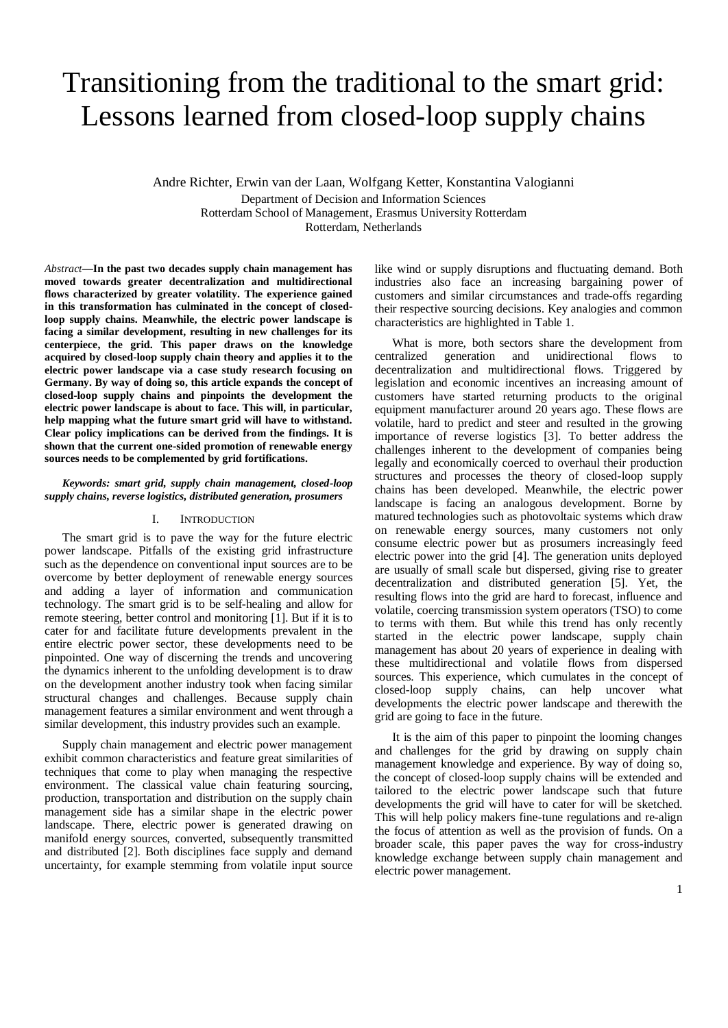# Transitioning from the traditional to the smart grid: Lessons learned from closed-loop supply chains

Andre Richter, Erwin van der Laan, Wolfgang Ketter, Konstantina Valogianni

Department of Decision and Information Sciences
Rotterdam School of Management, Erasmus University Rotterdam
Rotterdam, Netherlands

*Abstract*—**In the past two decades supply chain management has moved towards greater decentralization and multidirectional flows characterized by greater volatility. The experience gained in this transformation has culminated in the concept of closed-loop supply chains. Meanwhile, the electric power landscape is facing a similar development, resulting in new challenges for its centerpiece, the grid. This paper draws on the knowledge acquired by closed-loop supply chain theory and applies it to the electric power landscape via a case study research focusing on Germany. By way of doing so, this article expands the concept of closed-loop supply chains and pinpoints the development the electric power landscape is about to face. This will, in particular, help mapping what the future smart grid will have to withstand. Clear policy implications can be derived from the findings. It is shown that the current one-sided promotion of renewable energy sources needs to be complemented by grid fortifications.**

***Keywords: smart grid, supply chain management, closed-loop supply chains, reverse logistics, distributed generation, prosumers***

## I. Introduction

The smart grid is to pave the way for the future electric power landscape. Pitfalls of the existing grid infrastructure such as the dependence on conventional input sources are to be overcome by better deployment of renewable energy sources and adding a layer of information and communication technology. The smart grid is to be self-healing and allow for remote steering, better control and monitoring [1]. But if it is to cater for and facilitate future developments prevalent in the entire electric power sector, these developments need to be pinpointed. One way of discerning the trends and uncovering the dynamics inherent to the unfolding development is to draw on the development another industry took when facing similar structural changes and challenges. Because supply chain management features a similar environment and went through a similar development, this industry provides such an example.

Supply chain management and electric power management exhibit common characteristics and feature great similarities of techniques that come to play when managing the respective environment. The classical value chain featuring sourcing, production, transportation and distribution on the supply chain management side has a similar shape in the electric power landscape. There, electric power is generated drawing on manifold energy sources, converted, subsequently transmitted and distributed [2]. Both disciplines face supply and demand uncertainty, for example stemming from volatile input source like wind or supply disruptions and fluctuating demand. Both industries also face an increasing bargaining power of customers and similar circumstances and trade-offs regarding their respective sourcing decisions. Key analogies and common characteristics are highlighted in Table 1.

What is more, both sectors share the development from centralized generation and unidirectional flows to decentralization and multidirectional flows. Triggered by legislation and economic incentives an increasing amount of customers have started returning products to the original equipment manufacturer around 20 years ago. These flows are volatile, hard to predict and steer and resulted in the growing importance of reverse logistics [3]. To better address the challenges inherent to the development of companies being legally and economically coerced to overhaul their production structures and processes the theory of closed-loop supply chains has been developed. Meanwhile, the electric power landscape is facing an analogous development. Borne by matured technologies such as photovoltaic systems which draw on renewable energy sources, many customers not only consume electric power but as prosumers increasingly feed electric power into the grid [4]. The generation units deployed are usually of small scale but dispersed, giving rise to greater decentralization and distributed generation [5]. Yet, the resulting flows into the grid are hard to forecast, influence and volatile, coercing transmission system operators (TSO) to come to terms with them. But while this trend has only recently started in the electric power landscape, supply chain management has about 20 years of experience in dealing with these multidirectional and volatile flows from dispersed sources. This experience, which cumulates in the concept of closed-loop supply chains, can help uncover what developments the electric power landscape and therewith the grid are going to face in the future.

It is the aim of this paper to pinpoint the looming changes and challenges for the grid by drawing on supply chain management knowledge and experience. By way of doing so, the concept of closed-loop supply chains will be extended and tailored to the electric power landscape such that future developments the grid will have to cater for will be sketched. This will help policy makers fine-tune regulations and re-align the focus of attention as well as the provision of funds. On a broader scale, this paper paves the way for cross-industry knowledge exchange between supply chain management and electric power management.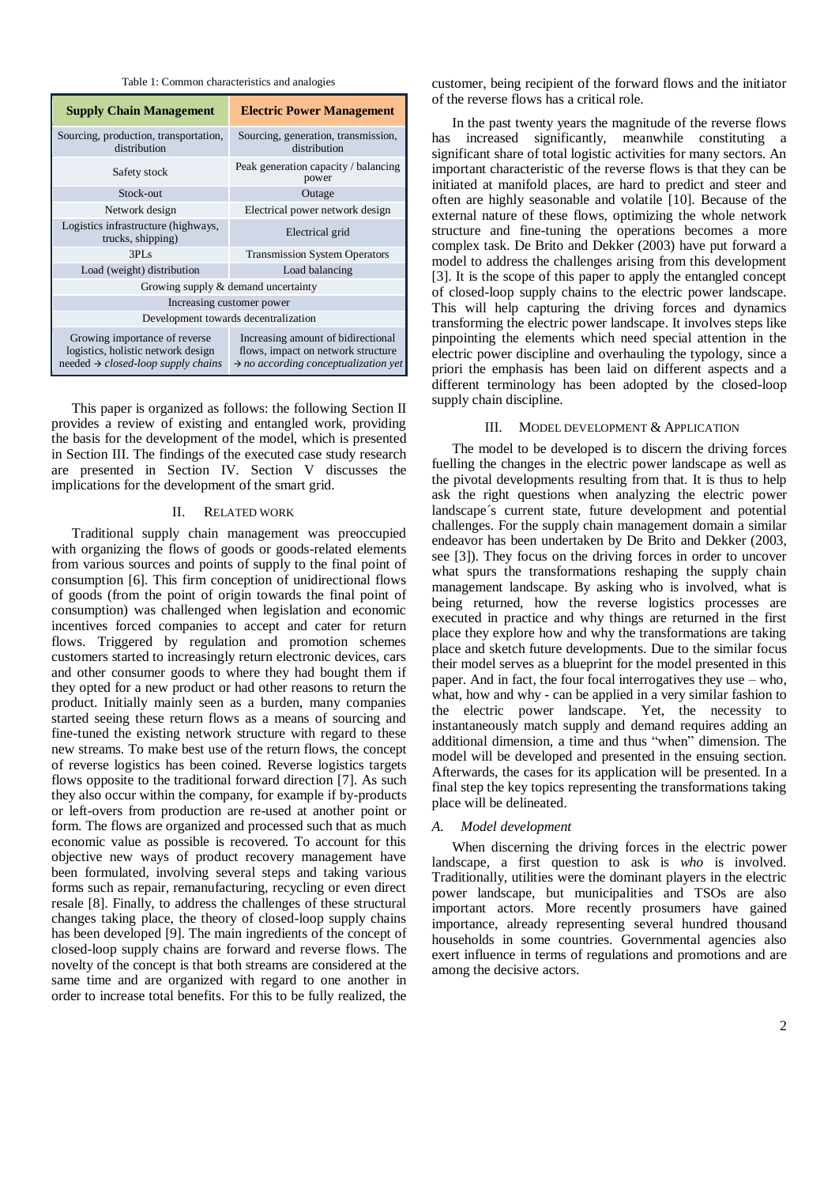Table 1: Common characteristics and analogies

| Supply Chain Management | Electric Power Management |
|---|---|
| Sourcing, production, transportation, distribution | Sourcing, generation, transmission, distribution |
| Safety stock | Peak generation capacity / balancing power |
| Stock-out | Outage |
| Network design | Electrical power network design |
| Logistics infrastructure (highways, trucks, shipping) | Electrical grid |
| 3PLs | Transmission System Operators |
| Load (weight) distribution | Load balancing |
| Growing supply & demand uncertainty | |
| Increasing customer power | |
| Development towards decentralization | |
| Growing importance of reverse logistics, holistic network design needed → *closed-loop supply chains* | Increasing amount of bidirectional flows, impact on network structure → *no according conceptualization yet* |

This paper is organized as follows: the following Section II provides a review of existing and entangled work, providing the basis for the development of the model, which is presented in Section III. The findings of the executed case study research are presented in Section IV. Section V discusses the implications for the development of the smart grid.

## II. Related Work

Traditional supply chain management was preoccupied with organizing the flows of goods or goods-related elements from various sources and points of supply to the final point of consumption [6]. This firm conception of unidirectional flows of goods (from the point of origin towards the final point of consumption) was challenged when legislation and economic incentives forced companies to accept and cater for return flows. Triggered by regulation and promotion schemes customers started to increasingly return electronic devices, cars and other consumer goods to where they had bought them if they opted for a new product or had other reasons to return the product. Initially mainly seen as a burden, many companies started seeing these return flows as a means of sourcing and fine-tuned the existing network structure with regard to these new streams. To make best use of the return flows, the concept of reverse logistics has been coined. Reverse logistics targets flows opposite to the traditional forward direction [7]. As such they also occur within the company, for example if by-products or left-overs from production are re-used at another point or form. The flows are organized and processed such that as much economic value as possible is recovered. To account for this objective new ways of product recovery management have been formulated, involving several steps and taking various forms such as repair, remanufacturing, recycling or even direct resale [8]. Finally, to address the challenges of these structural changes taking place, the theory of closed-loop supply chains has been developed [9]. The main ingredients of the concept of closed-loop supply chains are forward and reverse flows. The novelty of the concept is that both streams are considered at the same time and are organized with regard to one another in order to increase total benefits. For this to be fully realized, the customer, being recipient of the forward flows and the initiator of the reverse flows has a critical role.

In the past twenty years the magnitude of the reverse flows has increased significantly, meanwhile constituting a significant share of total logistic activities for many sectors. An important characteristic of the reverse flows is that they can be initiated at manifold places, are hard to predict and steer and often are highly seasonable and volatile [10]. Because of the external nature of these flows, optimizing the whole network structure and fine-tuning the operations becomes a more complex task. De Brito and Dekker (2003) have put forward a model to address the challenges arising from this development [3]. It is the scope of this paper to apply the entangled concept of closed-loop supply chains to the electric power landscape. This will help capturing the driving forces and dynamics transforming the electric power landscape. It involves steps like pinpointing the elements which need special attention in the electric power discipline and overhauling the typology, since a priori the emphasis has been laid on different aspects and a different terminology has been adopted by the closed-loop supply chain discipline.

## III. Model Development & Application

The model to be developed is to discern the driving forces fuelling the changes in the electric power landscape as well as the pivotal developments resulting from that. It is thus to help ask the right questions when analyzing the electric power landscape´s current state, future development and potential challenges. For the supply chain management domain a similar endeavor has been undertaken by De Brito and Dekker (2003, see [3]). They focus on the driving forces in order to uncover what spurs the transformations reshaping the supply chain management landscape. By asking who is involved, what is being returned, how the reverse logistics processes are executed in practice and why things are returned in the first place they explore how and why the transformations are taking place and sketch future developments. Due to the similar focus their model serves as a blueprint for the model presented in this paper. And in fact, the four focal interrogatives they use – who, what, how and why - can be applied in a very similar fashion to the electric power landscape. Yet, the necessity to instantaneously match supply and demand requires adding an additional dimension, a time and thus "when" dimension. The model will be developed and presented in the ensuing section. Afterwards, the cases for its application will be presented. In a final step the key topics representing the transformations taking place will be delineated.

### A. Model development

When discerning the driving forces in the electric power landscape, a first question to ask is *who* is involved. Traditionally, utilities were the dominant players in the electric power landscape, but municipalities and TSOs are also important actors. More recently prosumers have gained importance, already representing several hundred thousand households in some countries. Governmental agencies also exert influence in terms of regulations and promotions and are among the decisive actors.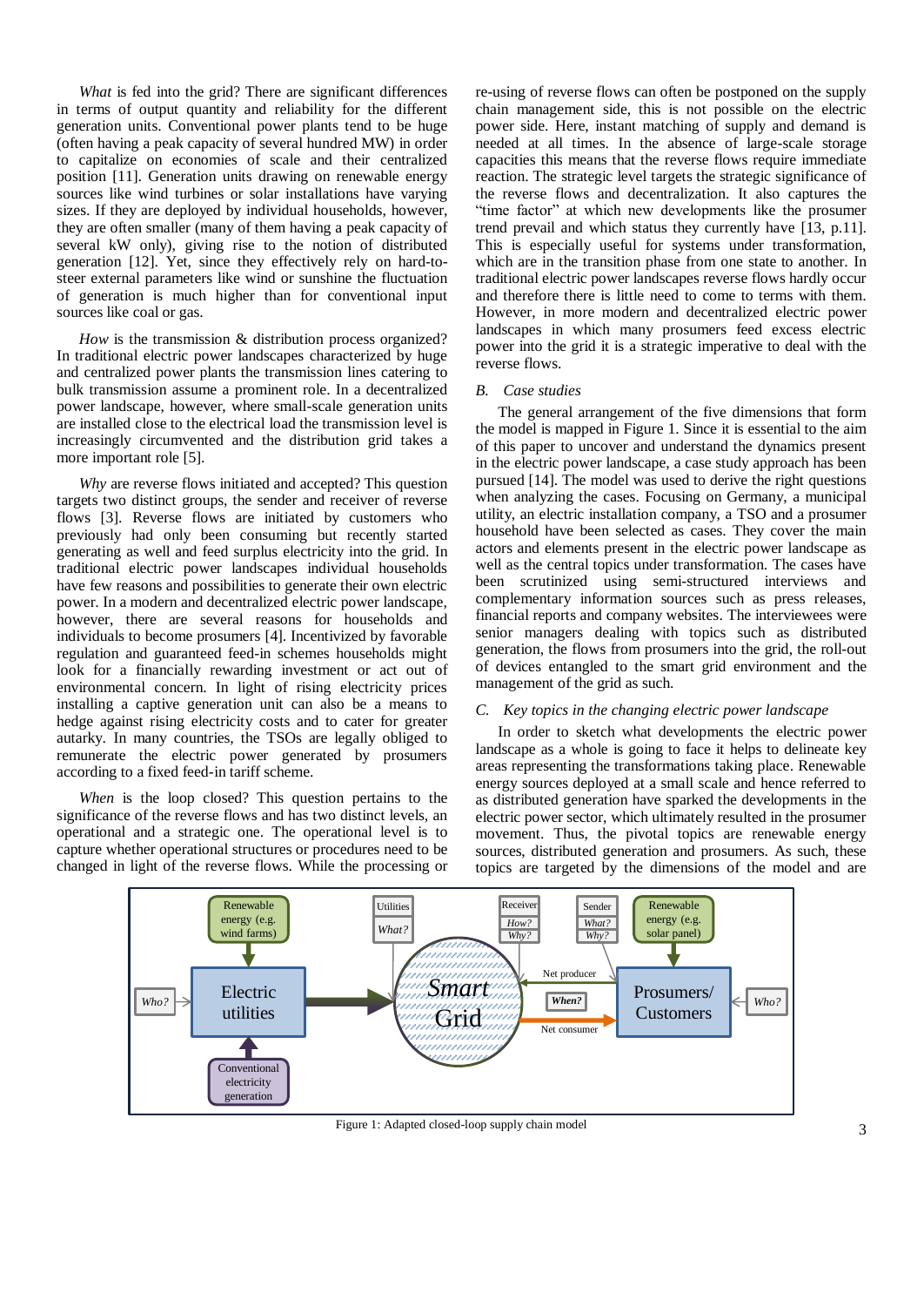*What* is fed into the grid? There are significant differences in terms of output quantity and reliability for the different generation units. Conventional power plants tend to be huge (often having a peak capacity of several hundred MW) in order to capitalize on economies of scale and their centralized position [11]. Generation units drawing on renewable energy sources like wind turbines or solar installations have varying sizes. If they are deployed by individual households, however, they are often smaller (many of them having a peak capacity of several kW only), giving rise to the notion of distributed generation [12]. Yet, since they effectively rely on hard-to-steer external parameters like wind or sunshine the fluctuation of generation is much higher than for conventional input sources like coal or gas.

*How* is the transmission & distribution process organized? In traditional electric power landscapes characterized by huge and centralized power plants the transmission lines catering to bulk transmission assume a prominent role. In a decentralized power landscape, however, where small-scale generation units are installed close to the electrical load the transmission level is increasingly circumvented and the distribution grid takes a more important role [5].

*Why* are reverse flows initiated and accepted? This question targets two distinct groups, the sender and receiver of reverse flows [3]. Reverse flows are initiated by customers who previously had only been consuming but recently started generating as well and feed surplus electricity into the grid. In traditional electric power landscapes individual households have few reasons and possibilities to generate their own electric power. In a modern and decentralized electric power landscape, however, there are several reasons for households and individuals to become prosumers [4]. Incentivized by favorable regulation and guaranteed feed-in schemes households might look for a financially rewarding investment or act out of environmental concern. In light of rising electricity prices installing a captive generation unit can also be a means to hedge against rising electricity costs and to cater for greater autarky. In many countries, the TSOs are legally obliged to remunerate the electric power generated by prosumers according to a fixed feed-in tariff scheme.

*When* is the loop closed? This question pertains to the significance of the reverse flows and has two distinct levels, an operational and a strategic one. The operational level is to capture whether operational structures or procedures need to be changed in light of the reverse flows. While the processing or re-using of reverse flows can often be postponed on the supply chain management side, this is not possible on the electric power side. Here, instant matching of supply and demand is needed at all times. In the absence of large-scale storage capacities this means that the reverse flows require immediate reaction. The strategic level targets the strategic significance of the reverse flows and decentralization. It also captures the "time factor" at which new developments like the prosumer trend prevail and which status they currently have [13, p.11]. This is especially useful for systems under transformation, which are in the transition phase from one state to another. In traditional electric power landscapes reverse flows hardly occur and therefore there is little need to come to terms with them. However, in more modern and decentralized electric power landscapes in which many prosumers feed excess electric power into the grid it is a strategic imperative to deal with the reverse flows.

## *B. Case studies*

The general arrangement of the five dimensions that form the model is mapped in Figure 1. Since it is essential to the aim of this paper to uncover and understand the dynamics present in the electric power landscape, a case study approach has been pursued [14]. The model was used to derive the right questions when analyzing the cases. Focusing on Germany, a municipal utility, an electric installation company, a TSO and a prosumer household have been selected as cases. They cover the main actors and elements present in the electric power landscape as well as the central topics under transformation. The cases have been scrutinized using semi-structured interviews and complementary information sources such as press releases, financial reports and company websites. The interviewees were senior managers dealing with topics such as distributed generation, the flows from prosumers into the grid, the roll-out of devices entangled to the smart grid environment and the management of the grid as such.

## *C. Key topics in the changing electric power landscape*

In order to sketch what developments the electric power landscape as a whole is going to face it helps to delineate key areas representing the transformations taking place. Renewable energy sources deployed at a small scale and hence referred to as distributed generation have sparked the developments in the electric power sector, which ultimately resulted in the prosumer movement. Thus, the pivotal topics are renewable energy sources, distributed generation and prosumers. As such, these topics are targeted by the dimensions of the model and are

Figure 1: Adapted closed-loop supply chain model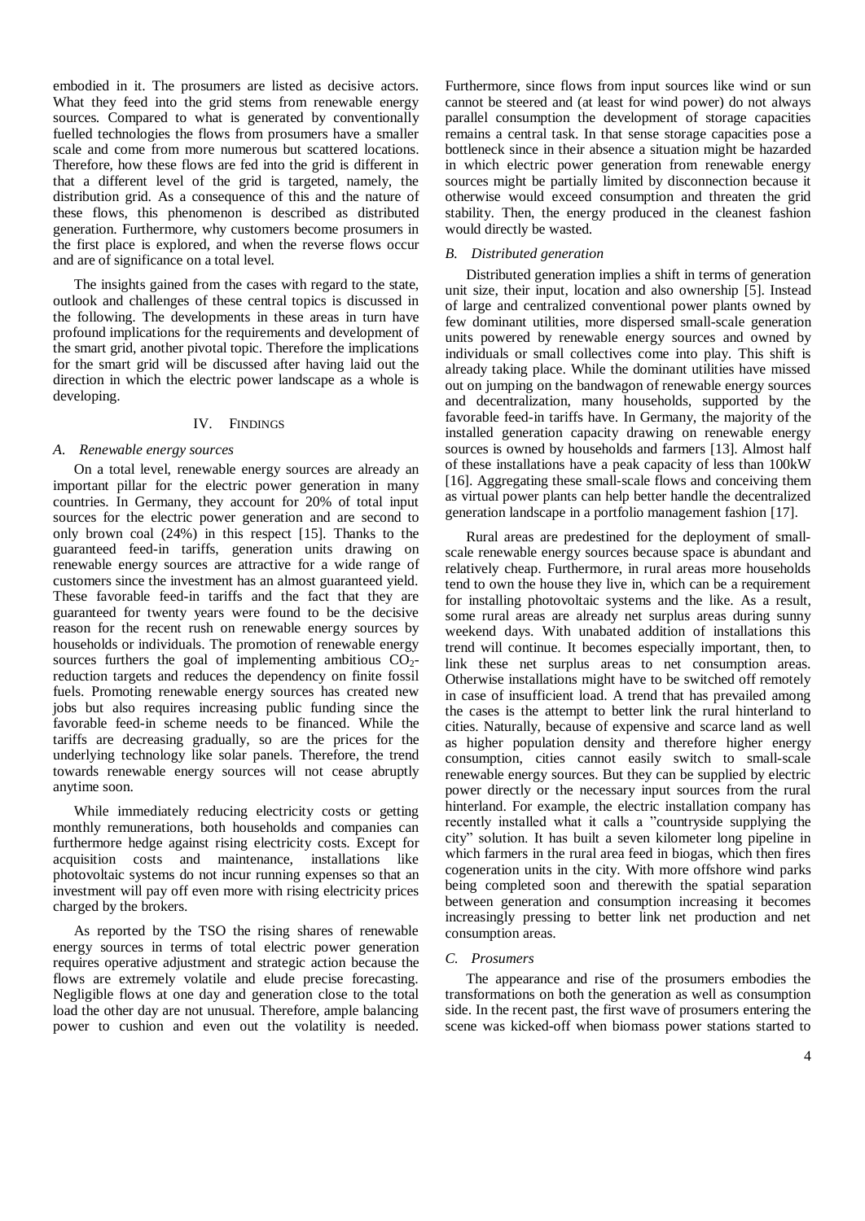embodied in it. The prosumers are listed as decisive actors. What they feed into the grid stems from renewable energy sources. Compared to what is generated by conventionally fuelled technologies the flows from prosumers have a smaller scale and come from more numerous but scattered locations. Therefore, how these flows are fed into the grid is different in that a different level of the grid is targeted, namely, the distribution grid. As a consequence of this and the nature of these flows, this phenomenon is described as distributed generation. Furthermore, why customers become prosumers in the first place is explored, and when the reverse flows occur and are of significance on a total level.

The insights gained from the cases with regard to the state, outlook and challenges of these central topics is discussed in the following. The developments in these areas in turn have profound implications for the requirements and development of the smart grid, another pivotal topic. Therefore the implications for the smart grid will be discussed after having laid out the direction in which the electric power landscape as a whole is developing.

## IV. FINDINGS

### *A. Renewable energy sources*

On a total level, renewable energy sources are already an important pillar for the electric power generation in many countries. In Germany, they account for 20% of total input sources for the electric power generation and are second to only brown coal (24%) in this respect [15]. Thanks to the guaranteed feed-in tariffs, generation units drawing on renewable energy sources are attractive for a wide range of customers since the investment has an almost guaranteed yield. These favorable feed-in tariffs and the fact that they are guaranteed for twenty years were found to be the decisive reason for the recent rush on renewable energy sources by households or individuals. The promotion of renewable energy sources furthers the goal of implementing ambitious $CO_2$-reduction targets and reduces the dependency on finite fossil fuels. Promoting renewable energy sources has created new jobs but also requires increasing public funding since the favorable feed-in scheme needs to be financed. While the tariffs are decreasing gradually, so are the prices for the underlying technology like solar panels. Therefore, the trend towards renewable energy sources will not cease abruptly anytime soon.

While immediately reducing electricity costs or getting monthly remunerations, both households and companies can furthermore hedge against rising electricity costs. Except for acquisition costs and maintenance, installations like photovoltaic systems do not incur running expenses so that an investment will pay off even more with rising electricity prices charged by the brokers.

As reported by the TSO the rising shares of renewable energy sources in terms of total electric power generation requires operative adjustment and strategic action because the flows are extremely volatile and elude precise forecasting. Negligible flows at one day and generation close to the total load the other day are not unusual. Therefore, ample balancing power to cushion and even out the volatility is needed. Furthermore, since flows from input sources like wind or sun cannot be steered and (at least for wind power) do not always parallel consumption the development of storage capacities remains a central task. In that sense storage capacities pose a bottleneck since in their absence a situation might be hazarded in which electric power generation from renewable energy sources might be partially limited by disconnection because it otherwise would exceed consumption and threaten the grid stability. Then, the energy produced in the cleanest fashion would directly be wasted.

### *B. Distributed generation*

Distributed generation implies a shift in terms of generation unit size, their input, location and also ownership [5]. Instead of large and centralized conventional power plants owned by few dominant utilities, more dispersed small-scale generation units powered by renewable energy sources and owned by individuals or small collectives come into play. This shift is already taking place. While the dominant utilities have missed out on jumping on the bandwagon of renewable energy sources and decentralization, many households, supported by the favorable feed-in tariffs have. In Germany, the majority of the installed generation capacity drawing on renewable energy sources is owned by households and farmers [13]. Almost half of these installations have a peak capacity of less than 100kW [16]. Aggregating these small-scale flows and conceiving them as virtual power plants can help better handle the decentralized generation landscape in a portfolio management fashion [17].

Rural areas are predestined for the deployment of small-scale renewable energy sources because space is abundant and relatively cheap. Furthermore, in rural areas more households tend to own the house they live in, which can be a requirement for installing photovoltaic systems and the like. As a result, some rural areas are already net surplus areas during sunny weekend days. With unabated addition of installations this trend will continue. It becomes especially important, then, to link these net surplus areas to net consumption areas. Otherwise installations might have to be switched off remotely in case of insufficient load. A trend that has prevailed among the cases is the attempt to better link the rural hinterland to cities. Naturally, because of expensive and scarce land as well as higher population density and therefore higher energy consumption, cities cannot easily switch to small-scale renewable energy sources. But they can be supplied by electric power directly or the necessary input sources from the rural hinterland. For example, the electric installation company has recently installed what it calls a "countryside supplying the city" solution. It has built a seven kilometer long pipeline in which farmers in the rural area feed in biogas, which then fires cogeneration units in the city. With more offshore wind parks being completed soon and therewith the spatial separation between generation and consumption increasing it becomes increasingly pressing to better link net production and net consumption areas.

### *C. Prosumers*

The appearance and rise of the prosumers embodies the transformations on both the generation as well as consumption side. In the recent past, the first wave of prosumers entering the scene was kicked-off when biomass power stations started to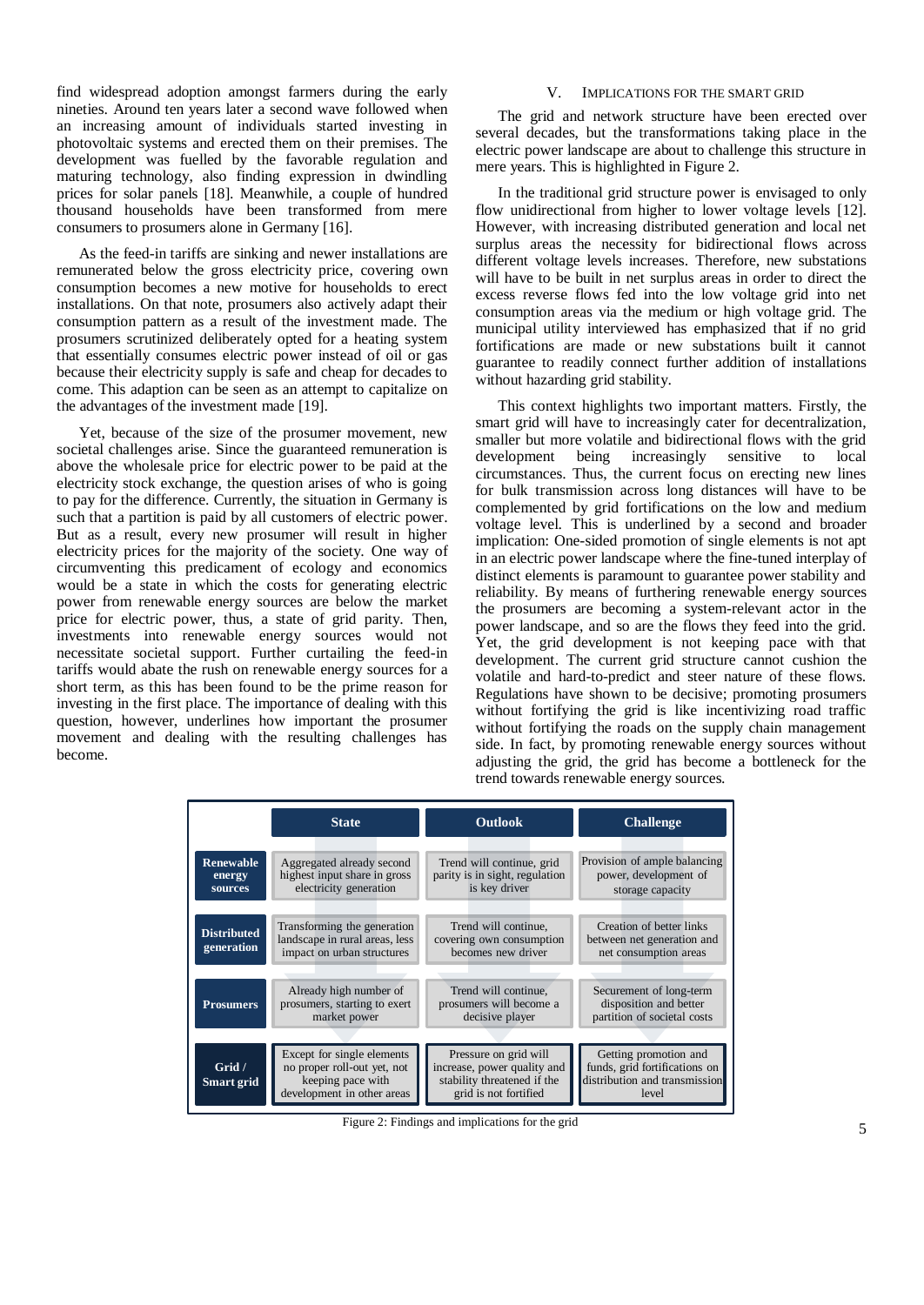find widespread adoption amongst farmers during the early nineties. Around ten years later a second wave followed when an increasing amount of individuals started investing in photovoltaic systems and erected them on their premises. The development was fuelled by the favorable regulation and maturing technology, also finding expression in dwindling prices for solar panels [18]. Meanwhile, a couple of hundred thousand households have been transformed from mere consumers to prosumers alone in Germany [16].

As the feed-in tariffs are sinking and newer installations are remunerated below the gross electricity price, covering own consumption becomes a new motive for households to erect installations. On that note, prosumers also actively adapt their consumption pattern as a result of the investment made. The prosumers scrutinized deliberately opted for a heating system that essentially consumes electric power instead of oil or gas because their electricity supply is safe and cheap for decades to come. This adaption can be seen as an attempt to capitalize on the advantages of the investment made [19].

Yet, because of the size of the prosumer movement, new societal challenges arise. Since the guaranteed remuneration is above the wholesale price for electric power to be paid at the electricity stock exchange, the question arises of who is going to pay for the difference. Currently, the situation in Germany is such that a partition is paid by all customers of electric power. But as a result, every new prosumer will result in higher electricity prices for the majority of the society. One way of circumventing this predicament of ecology and economics would be a state in which the costs for generating electric power from renewable energy sources are below the market price for electric power, thus, a state of grid parity. Then, investments into renewable energy sources would not necessitate societal support. Further curtailing the feed-in tariffs would abate the rush on renewable energy sources for a short term, as this has been found to be the prime reason for investing in the first place. The importance of dealing with this question, however, underlines how important the prosumer movement and dealing with the resulting challenges has become.

## V. Implications for the Smart Grid

The grid and network structure have been erected over several decades, but the transformations taking place in the electric power landscape are about to challenge this structure in mere years. This is highlighted in Figure 2.

In the traditional grid structure power is envisaged to only flow unidirectional from higher to lower voltage levels [12]. However, with increasing distributed generation and local net surplus areas the necessity for bidirectional flows across different voltage levels increases. Therefore, new substations will have to be built in net surplus areas in order to direct the excess reverse flows fed into the low voltage grid into net consumption areas via the medium or high voltage grid. The municipal utility interviewed has emphasized that if no grid fortifications are made or new substations built it cannot guarantee to readily connect further addition of installations without hazarding grid stability.

This context highlights two important matters. Firstly, the smart grid will have to increasingly cater for decentralization, smaller but more volatile and bidirectional flows with the grid development being increasingly sensitive to local circumstances. Thus, the current focus on erecting new lines for bulk transmission across long distances will have to be complemented by grid fortifications on the low and medium voltage level. This is underlined by a second and broader implication: One-sided promotion of single elements is not apt in an electric power landscape where the fine-tuned interplay of distinct elements is paramount to guarantee power stability and reliability. By means of furthering renewable energy sources the prosumers are becoming a system-relevant actor in the power landscape, and so are the flows they feed into the grid. Yet, the grid development is not keeping pace with that development. The current grid structure cannot cushion the volatile and hard-to-predict and steer nature of these flows. Regulations have shown to be decisive; promoting prosumers without fortifying the grid is like incentivizing road traffic without fortifying the roads on the supply chain management side. In fact, by promoting renewable energy sources without adjusting the grid, the grid has become a bottleneck for the trend towards renewable energy sources.

| | State | Outlook | Challenge |
|---|---|---|---|
| **Renewable energy sources** | Aggregated already second highest input share in gross electricity generation | Trend will continue, grid parity is in sight, regulation is key driver | Provision of ample balancing power, development of storage capacity |
| **Distributed generation** | Transforming the generation landscape in rural areas, less impact on urban structures | Trend will continue, covering own consumption becomes new driver | Creation of better links between net generation and net consumption areas |
| **Prosumers** | Already high number of prosumers, starting to exert market power | Trend will continue, prosumers will become a decisive player | Securement of long-term disposition and better partition of societal costs |
| **Grid / Smart grid** | Except for single elements no proper roll-out yet, not keeping pace with development in other areas | Pressure on grid will increase, power quality and stability threatened if the grid is not fortified | Getting promotion and funds, grid fortifications on distribution and transmission level |

Figure 2: Findings and implications for the grid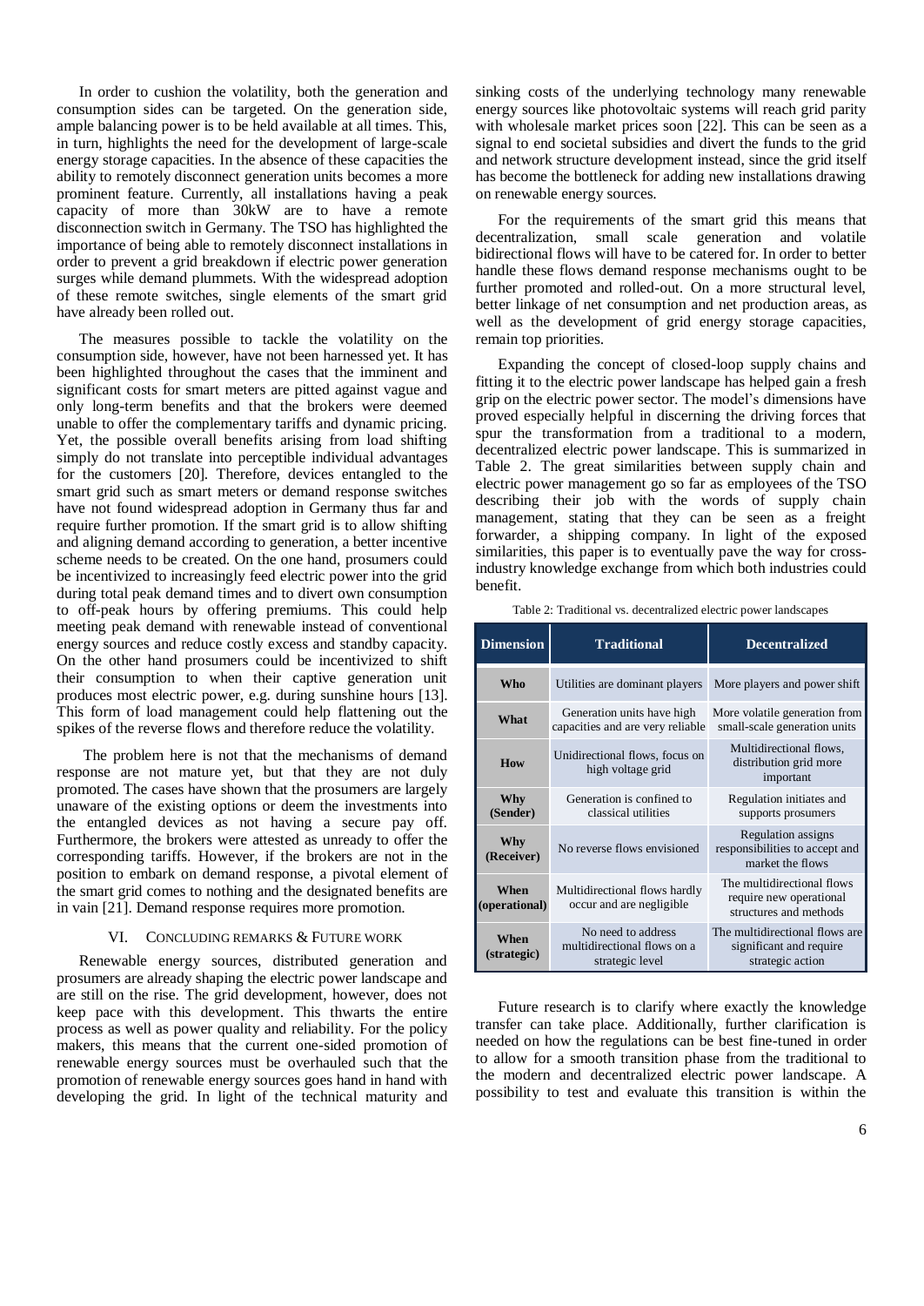In order to cushion the volatility, both the generation and consumption sides can be targeted. On the generation side, ample balancing power is to be held available at all times. This, in turn, highlights the need for the development of large-scale energy storage capacities. In the absence of these capacities the ability to remotely disconnect generation units becomes a more prominent feature. Currently, all installations having a peak capacity of more than 30kW are to have a remote disconnection switch in Germany. The TSO has highlighted the importance of being able to remotely disconnect installations in order to prevent a grid breakdown if electric power generation surges while demand plummets. With the widespread adoption of these remote switches, single elements of the smart grid have already been rolled out.

The measures possible to tackle the volatility on the consumption side, however, have not been harnessed yet. It has been highlighted throughout the cases that the imminent and significant costs for smart meters are pitted against vague and only long-term benefits and that the brokers were deemed unable to offer the complementary tariffs and dynamic pricing. Yet, the possible overall benefits arising from load shifting simply do not translate into perceptible individual advantages for the customers [20]. Therefore, devices entangled to the smart grid such as smart meters or demand response switches have not found widespread adoption in Germany thus far and require further promotion. If the smart grid is to allow shifting and aligning demand according to generation, a better incentive scheme needs to be created. On the one hand, prosumers could be incentivized to increasingly feed electric power into the grid during total peak demand times and to divert own consumption to off-peak hours by offering premiums. This could help meeting peak demand with renewable instead of conventional energy sources and reduce costly excess and standby capacity. On the other hand prosumers could be incentivized to shift their consumption to when their captive generation unit produces most electric power, e.g. during sunshine hours [13]. This form of load management could help flattening out the spikes of the reverse flows and therefore reduce the volatility.

The problem here is not that the mechanisms of demand response are not mature yet, but that they are not duly promoted. The cases have shown that the prosumers are largely unaware of the existing options or deem the investments into the entangled devices as not having a secure pay off. Furthermore, the brokers were attested as unready to offer the corresponding tariffs. However, if the brokers are not in the position to embark on demand response, a pivotal element of the smart grid comes to nothing and the designated benefits are in vain [21]. Demand response requires more promotion.

## VI. Concluding Remarks & Future Work

Renewable energy sources, distributed generation and prosumers are already shaping the electric power landscape and are still on the rise. The grid development, however, does not keep pace with this development. This thwarts the entire process as well as power quality and reliability. For the policy makers, this means that the current one-sided promotion of renewable energy sources must be overhauled such that the promotion of renewable energy sources goes hand in hand with developing the grid. In light of the technical maturity and sinking costs of the underlying technology many renewable energy sources like photovoltaic systems will reach grid parity with wholesale market prices soon [22]. This can be seen as a signal to end societal subsidies and divert the funds to the grid and network structure development instead, since the grid itself has become the bottleneck for adding new installations drawing on renewable energy sources.

For the requirements of the smart grid this means that decentralization, small scale generation and volatile bidirectional flows will have to be catered for. In order to better handle these flows demand response mechanisms ought to be further promoted and rolled-out. On a more structural level, better linkage of net consumption and net production areas, as well as the development of grid energy storage capacities, remain top priorities.

Expanding the concept of closed-loop supply chains and fitting it to the electric power landscape has helped gain a fresh grip on the electric power sector. The model's dimensions have proved especially helpful in discerning the driving forces that spur the transformation from a traditional to a modern, decentralized electric power landscape. This is summarized in Table 2. The great similarities between supply chain and electric power management go so far as employees of the TSO describing their job with the words of supply chain management, stating that they can be seen as a freight forwarder, a shipping company. In light of the exposed similarities, this paper is to eventually pave the way for cross-industry knowledge exchange from which both industries could benefit.

Table 2: Traditional vs. decentralized electric power landscapes

| Dimension | Traditional | Decentralized |
|---|---|---|
| **Who** | Utilities are dominant players | More players and power shift |
| **What** | Generation units have high capacities and are very reliable | More volatile generation from small-scale generation units |
| **How** | Unidirectional flows, focus on high voltage grid | Multidirectional flows, distribution grid more important |
| **Why (Sender)** | Generation is confined to classical utilities | Regulation initiates and supports prosumers |
| **Why (Receiver)** | No reverse flows envisioned | Regulation assigns responsibilities to accept and market the flows |
| **When (operational)** | Multidirectional flows hardly occur and are negligible | The multidirectional flows require new operational structures and methods |
| **When (strategic)** | No need to address multidirectional flows on a strategic level | The multidirectional flows are significant and require strategic action |

Future research is to clarify where exactly the knowledge transfer can take place. Additionally, further clarification is needed on how the regulations can be best fine-tuned in order to allow for a smooth transition phase from the traditional to the modern and decentralized electric power landscape. A possibility to test and evaluate this transition is within the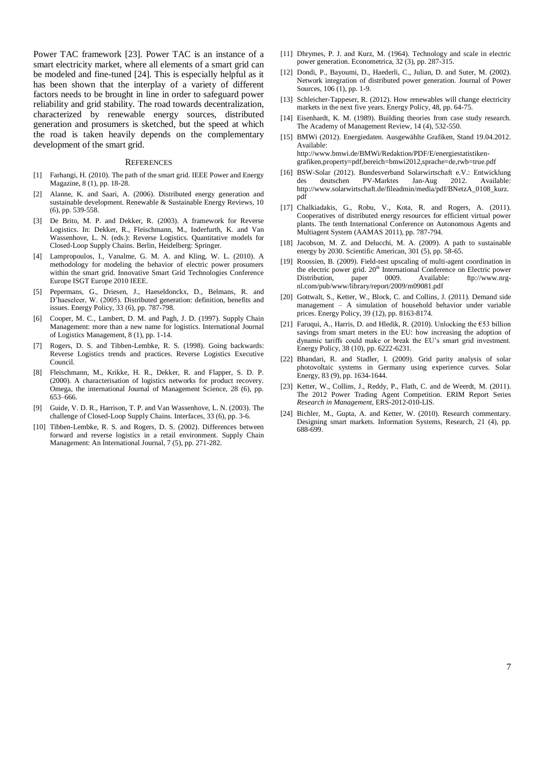Power TAC framework [23]. Power TAC is an instance of a smart electricity market, where all elements of a smart grid can be modeled and fine-tuned [24]. This is especially helpful as it has been shown that the interplay of a variety of different factors needs to be brought in line in order to safeguard power reliability and grid stability. The road towards decentralization, characterized by renewable energy sources, distributed generation and prosumers is sketched, but the speed at which the road is taken heavily depends on the complementary development of the smart grid.

## References

[1] Farhangi, H. (2010). The path of the smart grid. IEEE Power and Energy Magazine, 8 (1), pp. 18-28.

[2] Alanne, K. and Saari, A. (2006). Distributed energy generation and sustainable development. Renewable & Sustainable Energy Reviews, 10 (6), pp. 539-558.

[3] De Brito, M. P. and Dekker, R. (2003). A framework for Reverse Logistics. In: Dekker, R., Fleischmann, M., Inderfurth, K. and Van Wassenhove, L. N. (eds.): Reverse Logistics. Quantitative models for Closed-Loop Supply Chains. Berlin, Heidelberg: Springer.

[4] Lampropoulos, I., Vanalme, G. M. A. and Kling, W. L. (2010). A methodology for modeling the behavior of electric power prosumers within the smart grid. Innovative Smart Grid Technologies Conference Europe ISGT Europe 2010 IEEE.

[5] Pepermans, G., Driesen, J., Haeseldonckx, D., Belmans, R. and D'haeseleer, W. (2005). Distributed generation: definition, benefits and issues. Energy Policy, 33 (6), pp. 787-798.

[6] Cooper, M. C., Lambert, D. M. and Pagh, J. D. (1997). Supply Chain Management: more than a new name for logistics. International Journal of Logistics Management, 8 (1), pp. 1-14.

[7] Rogers, D. S. and Tibben-Lembke, R. S. (1998). Going backwards: Reverse Logistics trends and practices. Reverse Logistics Executive Council.

[8] Fleischmann, M., Krikke, H. R., Dekker, R. and Flapper, S. D. P. (2000). A characterisation of logistics networks for product recovery. Omega, the international Journal of Management Science, 28 (6), pp. 653–666.

[9] Guide, V. D. R., Harrison, T. P. and Van Wassenhove, L. N. (2003). The challenge of Closed-Loop Supply Chains. Interfaces, 33 (6), pp. 3-6.

[10] Tibben-Lembke, R. S. and Rogers, D. S. (2002). Differences between forward and reverse logistics in a retail environment. Supply Chain Management: An International Journal, 7 (5), pp. 271-282.

[11] Dhrymes, P. J. and Kurz, M. (1964). Technology and scale in electric power generation. Econometrica, 32 (3), pp. 287-315.

[12] Dondi, P., Bayoumi, D., Haederli, C., Julian, D. and Suter, M. (2002). Network integration of distributed power generation. Journal of Power Sources, 106 (1), pp. 1-9.

[13] Schleicher-Tappeser, R. (2012). How renewables will change electricity markets in the next five years. Energy Policy, 48, pp. 64-75.

[14] Eisenhardt, K. M. (1989). Building theories from case study research. The Academy of Management Review, 14 (4), 532-550.

[15] BMWi (2012). Energiedaten. Ausgewählte Grafiken, Stand 19.04.2012. Available: http://www.bmwi.de/BMWi/Redaktion/PDF/E/energiestatistiken-grafiken,property=pdf,bereich=bmwi2012,sprache=de,rwb=true.pdf

[16] BSW-Solar (2012). Bundesverband Solarwirtschaft e.V.: Entwicklung des deutschen PV-Marktes Jan-Aug 2012. Available: http://www.solarwirtschaft.de/fileadmin/media/pdf/BNetzA_0108_kurz.pdf

[17] Chalkiadakis, G., Robu, V., Kota, R. and Rogers, A. (2011). Cooperatives of distributed energy resources for efficient virtual power plants. The tenth International Conference on Autonomous Agents and Multiagent System (AAMAS 2011), pp. 787-794.

[18] Jacobson, M. Z. and Delucchi, M. A. (2009). A path to sustainable energy by 2030. Scientific American, 301 (5), pp. 58-65.

[19] Roossien, B. (2009). Field-test upscaling of multi-agent coordination in the electric power grid. 20th International Conference on Electric power Distribution, paper 0009. Available: ftp://www.nrg-nl.com/pub/www/library/report/2009/m09081.pdf

[20] Gottwalt, S., Ketter, W., Block, C. and Collins, J. (2011). Demand side management – A simulation of household behavior under variable prices. Energy Policy, 39 (12), pp. 8163-8174.

[21] Faruqui, A., Harris, D. and Hledik, R. (2010). Unlocking the €53 billion savings from smart meters in the EU: how increasing the adoption of dynamic tariffs could make or break the EU's smart grid investment. Energy Policy, 38 (10), pp. 6222-6231.

[22] Bhandari, R. and Stadler, I. (2009). Grid parity analysis of solar photovoltaic systems in Germany using experience curves. Solar Energy, 83 (9), pp. 1634-1644.

[23] Ketter, W., Collins, J., Reddy, P., Flath, C. and de Weerdt, M. (2011). The 2012 Power Trading Agent Competition. ERIM Report Series *Research in Management*, ERS-2012-010-LIS.

[24] Bichler, M., Gupta, A. and Ketter, W. (2010). Research commentary. Designing smart markets. Information Systems, Research, 21 (4), pp. 688-699.